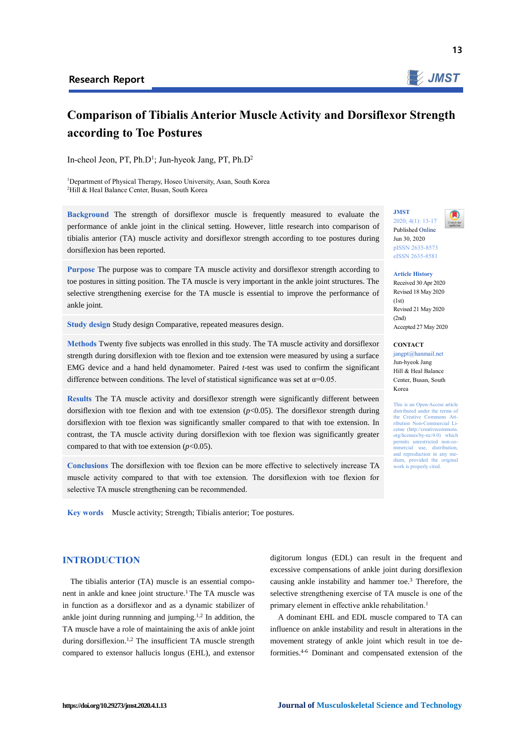Research Report

# Comparison of Tibialis Anterior Muscle Activity and Dorsiflexor Strength according to Toe Postures

In-cheol Jeon, PT, Ph.D[1]; Jun-hyeok Jang, PT, Ph.D[2]

[1]Department of Physical Therapy, Hoseo University, Asan, South Korea
[2]Hill & Heal Balance Center, Busan, South Korea

**Background** The strength of dorsiflexor muscle is frequently measured to evaluate the performance of ankle joint in the clinical setting. However, little research into comparison of tibialis anterior (TA) muscle activity and dorsiflexor strength according to toe postures during dorsiflexion has been reported.

**Purpose** The purpose was to compare TA muscle activity and dorsiflexor strength according to toe postures in sitting position. The TA muscle is very important in the ankle joint structures. The selective strengthening exercise for the TA muscle is essential to improve the performance of ankle joint.

**Study design** Study design Comparative, repeated measures design.

**Methods** Twenty five subjects was enrolled in this study. The TA muscle activity and dorsiflexor strength during dorsiflexion with toe flexion and toe extension were measured by using a surface EMG device and a hand held dynamometer. Paired *t*-test was used to confirm the significant difference between conditions. The level of statistical significance was set at $\alpha=0.05$.

**Results** The TA muscle activity and dorsiflexor strength were significantly different between dorsiflexion with toe flexion and with toe extension ($p<0.05$). The dorsiflexor strength during dorsiflexion with toe flexion was significantly smaller compared to that with toe extension. In contrast, the TA muscle activity during dorsiflexion with toe flexion was significantly greater compared to that with toe extension ($p<0.05$).

**Conclusions** The dorsiflexion with toe flexion can be more effective to selectively increase TA muscle activity compared to that with toe extension. The dorsiflexion with toe flexion for selective TA muscle strengthening can be recommended.

**Key words** Muscle activity; Strength; Tibialis anterior; Toe postures.

JMST
2020; 4(1): 13-17
Published Online
Jun 30, 2020
pISSN 2635-8573
eISSN 2635-8581

**Article History**
Received 30 Apr 2020
Revised 18 May 2020 (1st)
Revised 21 May 2020 (2nd)
Accepted 27 May 2020

**CONTACT**
jangpt@hanmail.net
Jun-hyeok Jang
Hill & Heal Balance Center, Busan, South Korea

This is an Open-Access article distributed under the terms of the Creative Commons Attribution Non-Commercial License (http://creativecommons.org/licenses/by-nc/4.0) which permits unrestricted non-commercial use, distribution, and reproduction in any medium, provided the original work is properly cited.

## INTRODUCTION

The tibialis anterior (TA) muscle is an essential component in ankle and knee joint structure.[1] The TA muscle was in function as a dorsiflexor and as a dynamic stabilizer of ankle joint during runnning and jumping.[1,2] In addition, the TA muscle have a role of maintaining the axis of ankle joint during dorsiflexion.[1,2] The insufficient TA muscle strength compared to extensor hallucis longus (EHL), and extensor digitorum longus (EDL) can result in the frequent and excessive compensations of ankle joint during dorsiflexion causing ankle instability and hammer toe.[3] Therefore, the selective strengthening exercise of TA muscle is one of the primary element in effective ankle rehabilitation.[1]

A dominant EHL and EDL muscle compared to TA can influence on ankle instability and result in alterations in the movement strategy of ankle joint which result in toe deformities.[4-6] Dominant and compensated extension of the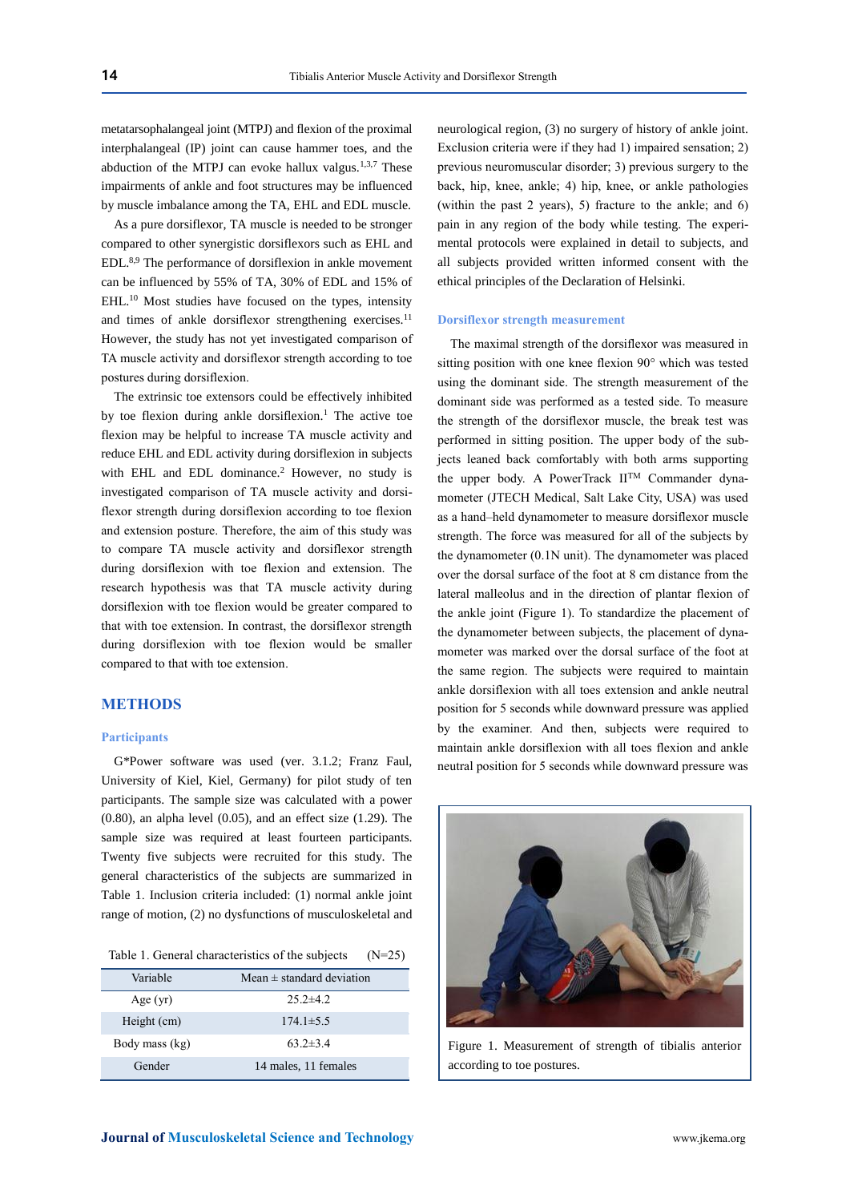metatarsophalangeal joint (MTPJ) and flexion of the proximal interphalangeal (IP) joint can cause hammer toes, and the abduction of the MTPJ can evoke hallux valgus.[1,3,7] These impairments of ankle and foot structures may be influenced by muscle imbalance among the TA, EHL and EDL muscle.

As a pure dorsiflexor, TA muscle is needed to be stronger compared to other synergistic dorsiflexors such as EHL and EDL.[8,9] The performance of dorsiflexion in ankle movement can be influenced by 55% of TA, 30% of EDL and 15% of EHL.[10] Most studies have focused on the types, intensity and times of ankle dorsiflexor strengthening exercises.[11] However, the study has not yet investigated comparison of TA muscle activity and dorsiflexor strength according to toe postures during dorsiflexion.

The extrinsic toe extensors could be effectively inhibited by toe flexion during ankle dorsiflexion.[1] The active toe flexion may be helpful to increase TA muscle activity and reduce EHL and EDL activity during dorsiflexion in subjects with EHL and EDL dominance.[2] However, no study is investigated comparison of TA muscle activity and dorsiflexor strength during dorsiflexion according to toe flexion and extension posture. Therefore, the aim of this study was to compare TA muscle activity and dorsiflexor strength during dorsiflexion with toe flexion and extension. The research hypothesis was that TA muscle activity during dorsiflexion with toe flexion would be greater compared to that with toe extension. In contrast, the dorsiflexor strength during dorsiflexion with toe flexion would be smaller compared to that with toe extension.

## METHODS

### Participants

G*Power software was used (ver. 3.1.2; Franz Faul, University of Kiel, Kiel, Germany) for pilot study of ten participants. The sample size was calculated with a power (0.80), an alpha level (0.05), and an effect size (1.29). The sample size was required at least fourteen participants. Twenty five subjects were recruited for this study. The general characteristics of the subjects are summarized in Table 1. Inclusion criteria included: (1) normal ankle joint range of motion, (2) no dysfunctions of musculoskeletal and neurological region, (3) no surgery of history of ankle joint. Exclusion criteria were if they had 1) impaired sensation; 2) previous neuromuscular disorder; 3) previous surgery to the back, hip, knee, ankle; 4) hip, knee, or ankle pathologies (within the past 2 years), 5) fracture to the ankle; and 6) pain in any region of the body while testing. The experimental protocols were explained in detail to subjects, and all subjects provided written informed consent with the ethical principles of the Declaration of Helsinki.

Table 1. General characteristics of the subjects (N=25)

| Variable | Mean ± standard deviation |
|---|---|
| Age (yr) | 25.2±4.2 |
| Height (cm) | 174.1±5.5 |
| Body mass (kg) | 63.2±3.4 |
| Gender | 14 males, 11 females |

### Dorsiflexor strength measurement

The maximal strength of the dorsiflexor was measured in sitting position with one knee flexion 90° which was tested using the dominant side. The strength measurement of the dominant side was performed as a tested side. To measure the strength of the dorsiflexor muscle, the break test was performed in sitting position. The upper body of the subjects leaned back comfortably with both arms supporting the upper body. A PowerTrack II™ Commander dynamometer (JTECH Medical, Salt Lake City, USA) was used as a hand–held dynamometer to measure dorsiflexor muscle strength. The force was measured for all of the subjects by the dynamometer (0.1N unit). The dynamometer was placed over the dorsal surface of the foot at 8 cm distance from the lateral malleolus and in the direction of plantar flexion of the ankle joint (Figure 1). To standardize the placement of the dynamometer between subjects, the placement of dynamometer was marked over the dorsal surface of the foot at the same region. The subjects were required to maintain ankle dorsiflexion with all toes extension and ankle neutral position for 5 seconds while downward pressure was applied by the examiner. And then, subjects were required to maintain ankle dorsiflexion with all toes flexion and ankle neutral position for 5 seconds while downward pressure was

Figure 1. Measurement of strength of tibialis anterior according to toe postures.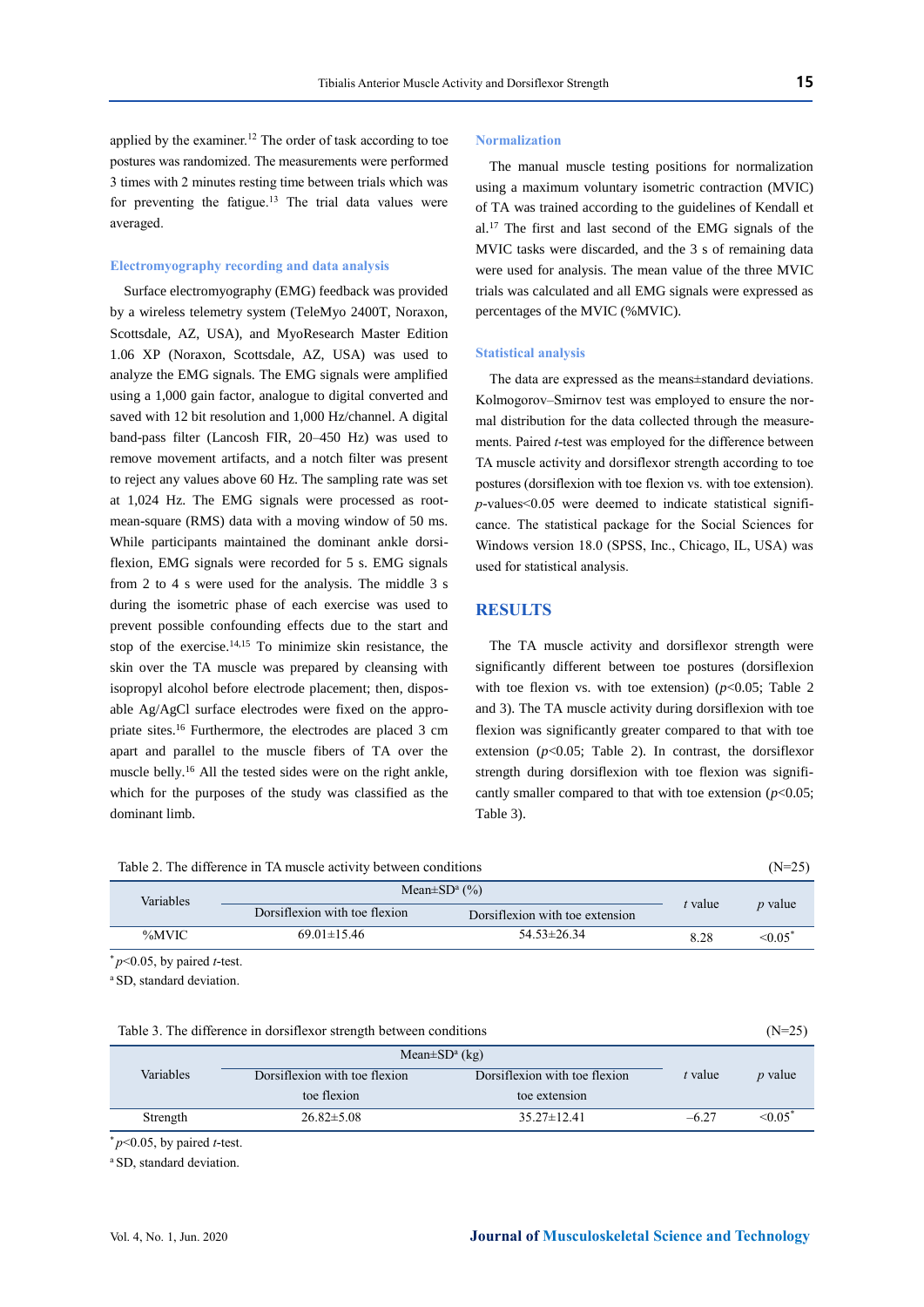applied by the examiner.[12] The order of task according to toe postures was randomized. The measurements were performed 3 times with 2 minutes resting time between trials which was for preventing the fatigue.[13] The trial data values were averaged.

### Electromyography recording and data analysis

Surface electromyography (EMG) feedback was provided by a wireless telemetry system (TeleMyo 2400T, Noraxon, Scottsdale, AZ, USA), and MyoResearch Master Edition 1.06 XP (Noraxon, Scottsdale, AZ, USA) was used to analyze the EMG signals. The EMG signals were amplified using a 1,000 gain factor, analogue to digital converted and saved with 12 bit resolution and 1,000 Hz/channel. A digital band-pass filter (Lancosh FIR, 20–450 Hz) was used to remove movement artifacts, and a notch filter was present to reject any values above 60 Hz. The sampling rate was set at 1,024 Hz. The EMG signals were processed as root-mean-square (RMS) data with a moving window of 50 ms. While participants maintained the dominant ankle dorsiflexion, EMG signals were recorded for 5 s. EMG signals from 2 to 4 s were used for the analysis. The middle 3 s during the isometric phase of each exercise was used to prevent possible confounding effects due to the start and stop of the exercise.[14,15] To minimize skin resistance, the skin over the TA muscle was prepared by cleansing with isopropyl alcohol before electrode placement; then, disposable Ag/AgCl surface electrodes were fixed on the appropriate sites.[16] Furthermore, the electrodes are placed 3 cm apart and parallel to the muscle fibers of TA over the muscle belly.[16] All the tested sides were on the right ankle, which for the purposes of the study was classified as the dominant limb.

### Normalization

The manual muscle testing positions for normalization using a maximum voluntary isometric contraction (MVIC) of TA was trained according to the guidelines of Kendall et al.[17] The first and last second of the EMG signals of the MVIC tasks were discarded, and the 3 s of remaining data were used for analysis. The mean value of the three MVIC trials was calculated and all EMG signals were expressed as percentages of the MVIC (%MVIC).

### Statistical analysis

The data are expressed as the means±standard deviations. Kolmogorov–Smirnov test was employed to ensure the normal distribution for the data collected through the measurements. Paired *t*-test was employed for the difference between TA muscle activity and dorsiflexor strength according to toe postures (dorsiflexion with toe flexion vs. with toe extension). *p*-values<0.05 were deemed to indicate statistical significance. The statistical package for the Social Sciences for Windows version 18.0 (SPSS, Inc., Chicago, IL, USA) was used for statistical analysis.

## RESULTS

The TA muscle activity and dorsiflexor strength were significantly different between toe postures (dorsiflexion with toe flexion vs. with toe extension) ($p<0.05$; Table 2 and 3). The TA muscle activity during dorsiflexion with toe flexion was significantly greater compared to that with toe extension ($p<0.05$; Table 2). In contrast, the dorsiflexor strength during dorsiflexion with toe flexion was significantly smaller compared to that with toe extension ($p<0.05$; Table 3).

Table 2. The difference in TA muscle activity between conditions (N=25)

| Variables | Mean±SD[a] (%) | | *t* value | *p* value |
|---|---|---|---|---|
| | Dorsiflexion with toe flexion | Dorsiflexion with toe extension | | |
| %MVIC | 69.01±15.46 | 54.53±26.34 | 8.28 | <0.05* |

*$p<0.05$, by paired *t*-test.
[a] SD, standard deviation.

Table 3. The difference in dorsiflexor strength between conditions (N=25)

| Variables | Mean±SD[a] (kg) | | *t* value | *p* value |
|---|---|---|---|---|
| | Dorsiflexion with toe flexion toe flexion | Dorsiflexion with toe flexion toe extension | | |
| Strength | 26.82±5.08 | 35.27±12.41 | –6.27 | <0.05* |

*$p<0.05$, by paired *t*-test.
[a] SD, standard deviation.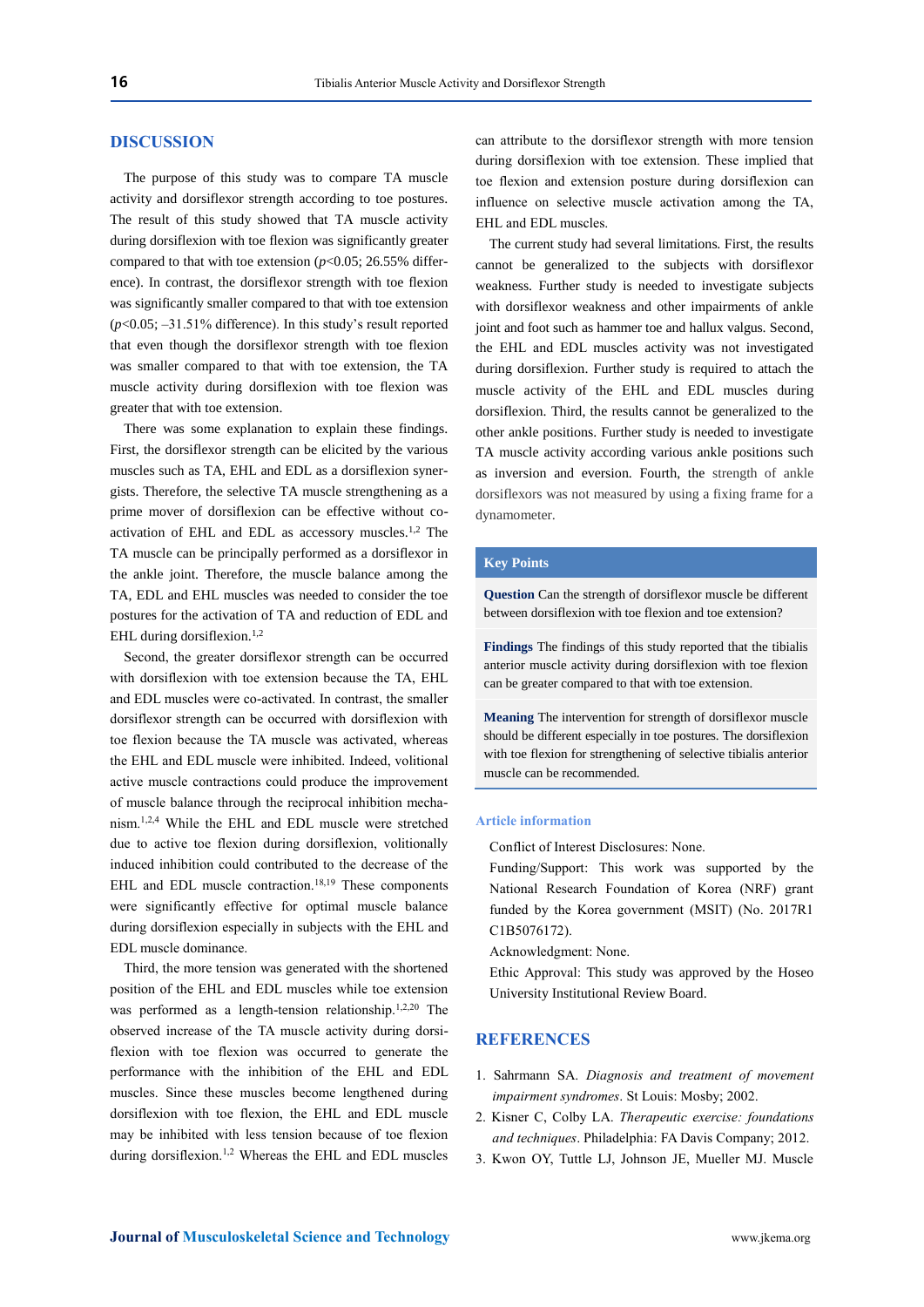## DISCUSSION

The purpose of this study was to compare TA muscle activity and dorsiflexor strength according to toe postures. The result of this study showed that TA muscle activity during dorsiflexion with toe flexion was significantly greater compared to that with toe extension ($p$<0.05; 26.55% difference). In contrast, the dorsiflexor strength with toe flexion was significantly smaller compared to that with toe extension ($p$<0.05; –31.51% difference). In this study's result reported that even though the dorsiflexor strength with toe flexion was smaller compared to that with toe extension, the TA muscle activity during dorsiflexion with toe flexion was greater that with toe extension.

There was some explanation to explain these findings. First, the dorsiflexor strength can be elicited by the various muscles such as TA, EHL and EDL as a dorsiflexion synergists. Therefore, the selective TA muscle strengthening as a prime mover of dorsiflexion can be effective without co-activation of EHL and EDL as accessory muscles.[1,2] The TA muscle can be principally performed as a dorsiflexor in the ankle joint. Therefore, the muscle balance among the TA, EDL and EHL muscles was needed to consider the toe postures for the activation of TA and reduction of EDL and EHL during dorsiflexion.[1,2]

Second, the greater dorsiflexor strength can be occurred with dorsiflexion with toe extension because the TA, EHL and EDL muscles were co-activated. In contrast, the smaller dorsiflexor strength can be occurred with dorsiflexion with toe flexion because the TA muscle was activated, whereas the EHL and EDL muscle were inhibited. Indeed, volitional active muscle contractions could produce the improvement of muscle balance through the reciprocal inhibition mechanism.[1,2,4] While the EHL and EDL muscle were stretched due to active toe flexion during dorsiflexion, volitionally induced inhibition could contributed to the decrease of the EHL and EDL muscle contraction.[18,19] These components were significantly effective for optimal muscle balance during dorsiflexion especially in subjects with the EHL and EDL muscle dominance.

Third, the more tension was generated with the shortened position of the EHL and EDL muscles while toe extension was performed as a length-tension relationship.[1,2,20] The observed increase of the TA muscle activity during dorsiflexion with toe flexion was occurred to generate the performance with the inhibition of the EHL and EDL muscles. Since these muscles become lengthened during dorsiflexion with toe flexion, the EHL and EDL muscle may be inhibited with less tension because of toe flexion during dorsiflexion.[1,2] Whereas the EHL and EDL muscles can attribute to the dorsiflexor strength with more tension during dorsiflexion with toe extension. These implied that toe flexion and extension posture during dorsiflexion can influence on selective muscle activation among the TA, EHL and EDL muscles.

The current study had several limitations. First, the results cannot be generalized to the subjects with dorsiflexor weakness. Further study is needed to investigate subjects with dorsiflexor weakness and other impairments of ankle joint and foot such as hammer toe and hallux valgus. Second, the EHL and EDL muscles activity was not measured during dorsiflexion. Further study is required to attach the muscle activity of the EHL and EDL muscles during dorsiflexion. Third, the results cannot be generalized to the other ankle positions. Further study is needed to investigate TA muscle activity according various ankle positions such as inversion and eversion. Fourth, the strength of ankle dorsiflexors was not measured by using a fixing frame for a dynamometer.

**Key Points**

**Question** Can the strength of dorsiflexor muscle be different between dorsiflexion with toe flexion and toe extension?

**Findings** The findings of this study reported that the tibialis anterior muscle activity during dorsiflexion with toe flexion can be greater compared to that with toe extension.

**Meaning** The intervention for strength of dorsiflexor muscle should be different especially in toe postures. The dorsiflexion with toe flexion for strengthening of selective tibialis anterior muscle can be recommended.

### Article information

Conflict of Interest Disclosures: None.

Funding/Support: This work was supported by the National Research Foundation of Korea (NRF) grant funded by the Korea government (MSIT) (No. 2017R1C1B5076172).

Acknowledgment: None.

Ethic Approval: This study was approved by the Hoseo University Institutional Review Board.

## REFERENCES

1. Sahrmann SA. *Diagnosis and treatment of movement impairment syndromes*. St Louis: Mosby; 2002.
2. Kisner C, Colby LA. *Therapeutic exercise: foundations and techniques*. Philadelphia: FA Davis Company; 2012.
3. Kwon OY, Tuttle LJ, Johnson JE, Mueller MJ. Muscle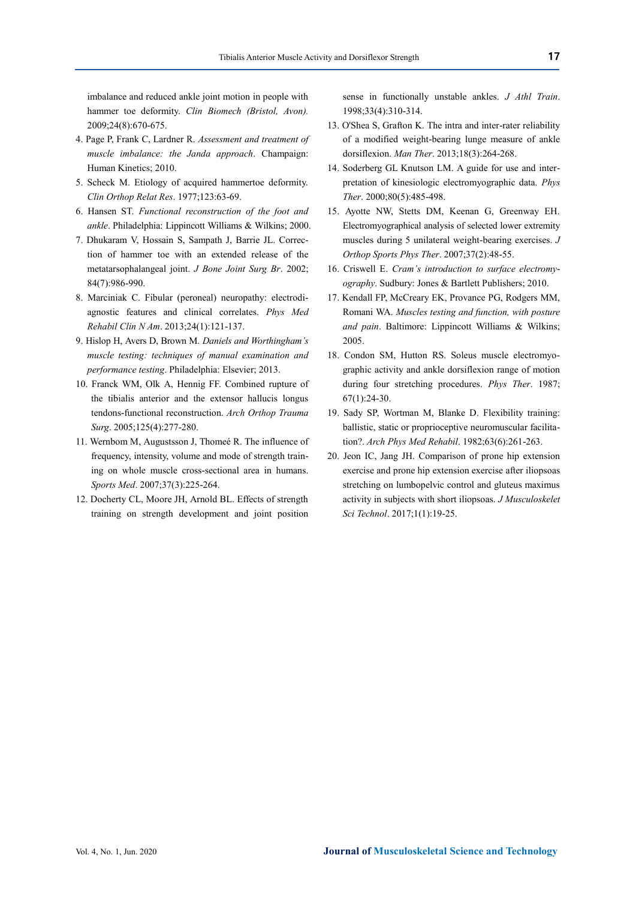imbalance and reduced ankle joint motion in people with hammer toe deformity. *Clin Biomech (Bristol, Avon).* 2009;24(8):670-675.

4. Page P, Frank C, Lardner R. *Assessment and treatment of muscle imbalance: the Janda approach*. Champaign: Human Kinetics; 2010.
5. Scheck M. Etiology of acquired hammertoe deformity. *Clin Orthop Relat Res*. 1977;123:63-69.
6. Hansen ST. *Functional reconstruction of the foot and ankle*. Philadelphia: Lippincott Williams & Wilkins; 2000.
7. Dhukaram V, Hossain S, Sampath J, Barrie JL. Correction of hammer toe with an extended release of the metatarsophalangeal joint. *J Bone Joint Surg Br*. 2002; 84(7):986-990.
8. Marciniak C. Fibular (peroneal) neuropathy: electrodiagnostic features and clinical correlates. *Phys Med Rehabil Clin N Am*. 2013;24(1):121-137.
9. Hislop H, Avers D, Brown M. *Daniels and Worthingham's muscle testing: techniques of manual examination and performance testing*. Philadelphia: Elsevier; 2013.
10. Franck WM, Olk A, Hennig FF. Combined rupture of the tibialis anterior and the extensor hallucis longus tendons-functional reconstruction. *Arch Orthop Trauma Surg*. 2005;125(4):277-280.
11. Wernbom M, Augustsson J, Thomeé R. The influence of frequency, intensity, volume and mode of strength training on whole muscle cross-sectional area in humans. *Sports Med*. 2007;37(3):225-264.
12. Docherty CL, Moore JH, Arnold BL. Effects of strength training on strength development and joint position sense in functionally unstable ankles. *J Athl Train*. 1998;33(4):310-314.
13. O'Shea S, Grafton K. The intra and inter-rater reliability of a modified weight-bearing lunge measure of ankle dorsiflexion. *Man Ther*. 2013;18(3):264-268.
14. Soderberg GL Knutson LM. A guide for use and interpretation of kinesiologic electromyographic data. *Phys Ther*. 2000;80(5):485-498.
15. Ayotte NW, Stetts DM, Keenan G, Greenway EH. Electromyographical analysis of selected lower extremity muscles during 5 unilateral weight-bearing exercises. *J Orthop Sports Phys Ther*. 2007;37(2):48-55.
16. Criswell E. *Cram's introduction to surface electromyography*. Sudbury: Jones & Bartlett Publishers; 2010.
17. Kendall FP, McCreary EK, Provance PG, Rodgers MM, Romani WA. *Muscles testing and function, with posture and pain*. Baltimore: Lippincott Williams & Wilkins; 2005.
18. Condon SM, Hutton RS. Soleus muscle electromyographic activity and ankle dorsiflexion range of motion during four stretching procedures. *Phys Ther*. 1987; 67(1):24-30.
19. Sady SP, Wortman M, Blanke D. Flexibility training: ballistic, static or proprioceptive neuromuscular facilitation?. *Arch Phys Med Rehabil*. 1982;63(6):261-263.
20. Jeon IC, Jang JH. Comparison of prone hip extension exercise and prone hip extension exercise after iliopsoas stretching on lumbopelvic control and gluteus maximus activity in subjects with short iliopsoas. *J Musculoskelet Sci Technol*. 2017;1(1):19-25.